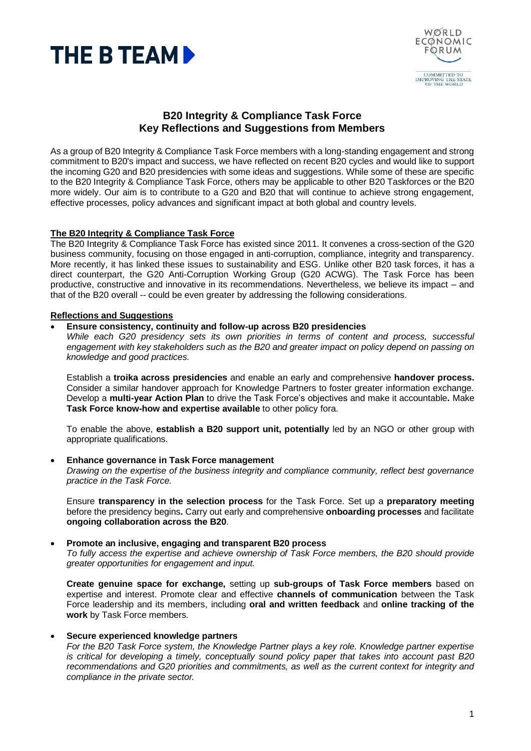# B20 Integrity & Compliance Task Force
## Key Reflections and Suggestions from Members

As a group of B20 Integrity & Compliance Task Force members with a long-standing engagement and strong commitment to B20's impact and success, we have reflected on recent B20 cycles and would like to support the incoming G20 and B20 presidencies with some ideas and suggestions. While some of these are specific to the B20 Integrity & Compliance Task Force, others may be applicable to other B20 Taskforces or the B20 more widely. Our aim is to contribute to a G20 and B20 that will continue to achieve strong engagement, effective processes, policy advances and significant impact at both global and country levels.

### The B20 Integrity & Compliance Task Force

The B20 Integrity & Compliance Task Force has existed since 2011. It convenes a cross-section of the G20 business community, focusing on those engaged in anti-corruption, compliance, integrity and transparency. More recently, it has linked these issues to sustainability and ESG. Unlike other B20 task forces, it has a direct counterpart, the G20 Anti-Corruption Working Group (G20 ACWG). The Task Force has been productive, constructive and innovative in its recommendations. Nevertheless, we believe its impact – and that of the B20 overall -- could be even greater by addressing the following considerations.

### Reflections and Suggestions

- **Ensure consistency, continuity and follow-up across B20 presidencies**
  *While each G20 presidency sets its own priorities in terms of content and process, successful engagement with key stakeholders such as the B20 and greater impact on policy depend on passing on knowledge and good practices.*

  Establish a **troika across presidencies** and enable an early and comprehensive **handover process.** Consider a similar handover approach for Knowledge Partners to foster greater information exchange. Develop a **multi-year Action Plan** to drive the Task Force's objectives and make it accountable**.** Make **Task Force know-how and expertise available** to other policy fora.

  To enable the above, **establish a B20 support unit, potentially** led by an NGO or other group with appropriate qualifications.

- **Enhance governance in Task Force management**
  *Drawing on the expertise of the business integrity and compliance community, reflect best governance practice in the Task Force.*

  Ensure **transparency in the selection process** for the Task Force. Set up a **preparatory meeting** before the presidency begins**.** Carry out early and comprehensive **onboarding processes** and facilitate **ongoing collaboration across the B20**.

- **Promote an inclusive, engaging and transparent B20 process**
  *To fully access the expertise and achieve ownership of Task Force members, the B20 should provide greater opportunities for engagement and input.*

  **Create genuine space for exchange,** setting up **sub-groups of Task Force members** based on expertise and interest. Promote clear and effective **channels of communication** between the Task Force leadership and its members, including **oral and written feedback** and **online tracking of the work** by Task Force members.

- **Secure experienced knowledge partners**
  *For the B20 Task Force system, the Knowledge Partner plays a key role. Knowledge partner expertise is critical for developing a timely, conceptually sound policy paper that takes into account past B20 recommendations and G20 priorities and commitments, as well as the current context for integrity and compliance in the private sector.*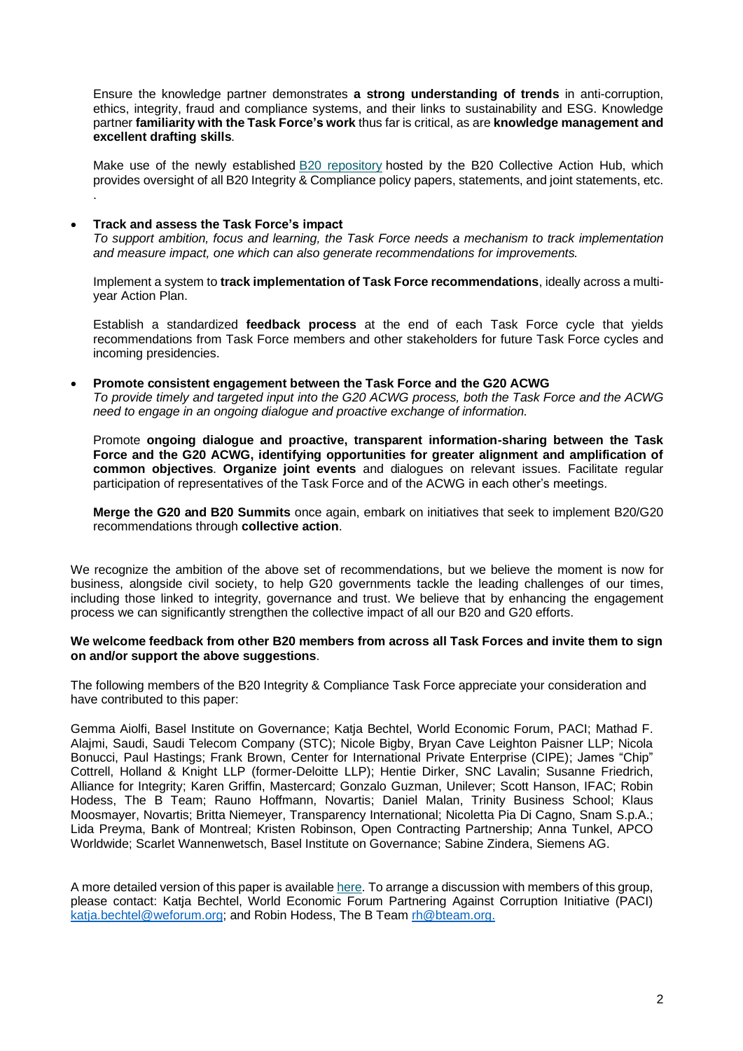Ensure the knowledge partner demonstrates **a strong understanding of trends** in anti-corruption, ethics, integrity, fraud and compliance systems, and their links to sustainability and ESG. Knowledge partner **familiarity with the Task Force's work** thus far is critical, as are **knowledge management and excellent drafting skills**.

Make use of the newly established B20 repository hosted by the B20 Collective Action Hub, which provides oversight of all B20 Integrity & Compliance policy papers, statements, and joint statements, etc.
.

- **Track and assess the Task Force's impact**
  *To support ambition, focus and learning, the Task Force needs a mechanism to track implementation and measure impact, one which can also generate recommendations for improvements.*

  Implement a system to **track implementation of Task Force recommendations**, ideally across a multi-year Action Plan.

  Establish a standardized **feedback process** at the end of each Task Force cycle that yields recommendations from Task Force members and other stakeholders for future Task Force cycles and incoming presidencies.

- **Promote consistent engagement between the Task Force and the G20 ACWG**
  *To provide timely and targeted input into the G20 ACWG process, both the Task Force and the ACWG need to engage in an ongoing dialogue and proactive exchange of information.*

  Promote **ongoing dialogue and proactive, transparent information-sharing between the Task Force and the G20 ACWG, identifying opportunities for greater alignment and amplification of common objectives**. **Organize joint events** and dialogues on relevant issues. Facilitate regular participation of representatives of the Task Force and of the ACWG in each other's meetings.

  **Merge the G20 and B20 Summits** once again, embark on initiatives that seek to implement B20/G20 recommendations through **collective action**.

We recognize the ambition of the above set of recommendations, but we believe the moment is now for business, alongside civil society, to help G20 governments tackle the leading challenges of our times, including those linked to integrity, governance and trust. We believe that by enhancing the engagement process we can significantly strengthen the collective impact of all our B20 and G20 efforts.

**We welcome feedback from other B20 members from across all Task Forces and invite them to sign on and/or support the above suggestions**.

The following members of the B20 Integrity & Compliance Task Force appreciate your consideration and have contributed to this paper:

Gemma Aiolfi, Basel Institute on Governance; Katja Bechtel, World Economic Forum, PACI; Mathad F. Alajmi, Saudi, Saudi Telecom Company (STC); Nicole Bigby, Bryan Cave Leighton Paisner LLP; Nicola Bonucci, Paul Hastings; Frank Brown, Center for International Private Enterprise (CIPE); James "Chip" Cottrell, Holland & Knight LLP (former-Deloitte LLP); Hentie Dirker, SNC Lavalin; Susanne Friedrich, Alliance for Integrity; Karen Griffin, Mastercard; Gonzalo Guzman, Unilever; Scott Hanson, IFAC; Robin Hodess, The B Team; Rauno Hoffmann, Novartis; Daniel Malan, Trinity Business School; Klaus Moosmayer, Novartis; Britta Niemeyer, Transparency International; Nicoletta Pia Di Cagno, Snam S.p.A.; Lida Preyma, Bank of Montreal; Kristen Robinson, Open Contracting Partnership; Anna Tunkel, APCO Worldwide; Scarlet Wannenwetsch, Basel Institute on Governance; Sabine Zindera, Siemens AG.

A more detailed version of this paper is available here. To arrange a discussion with members of this group, please contact: Katja Bechtel, World Economic Forum Partnering Against Corruption Initiative (PACI) katja.bechtel@weforum.org; and Robin Hodess, The B Team rh@bteam.org.